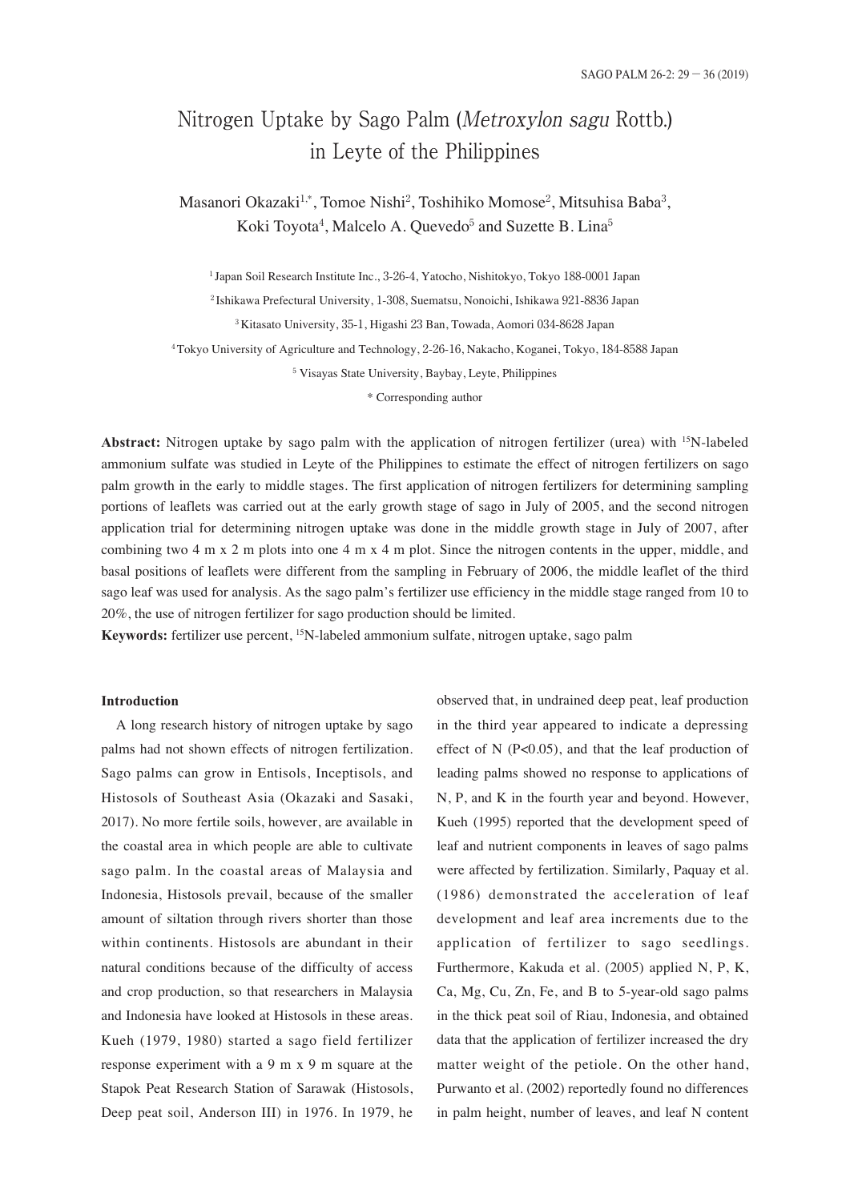# Nitrogen Uptake by Sago Palm (*Metroxylon sagu* Rottb.) in Leyte of the Philippines

Masanori Okazaki[1,*], Tomoe Nishi[2], Toshihiko Momose[2], Mitsuhisa Baba[3], Koki Toyota[4], Malcelo A. Quevedo[5] and Suzette B. Lina[5]

[1] Japan Soil Research Institute Inc., 3-26-4, Yatocho, Nishitokyo, Tokyo 188-0001 Japan

[2] Ishikawa Prefectural University, 1-308, Suematsu, Nonoichi, Ishikawa 921-8836 Japan

[3] Kitasato University, 35-1, Higashi 23 Ban, Towada, Aomori 034-8628 Japan

[4] Tokyo University of Agriculture and Technology, 2-26-16, Nakacho, Koganei, Tokyo, 184-8588 Japan

[5] Visayas State University, Baybay, Leyte, Philippines

\* Corresponding author

**Abstract:** Nitrogen uptake by sago palm with the application of nitrogen fertilizer (urea) with $^{15}$N-labeled ammonium sulfate was studied in Leyte of the Philippines to estimate the effect of nitrogen fertilizers on sago palm growth in the early to middle stages. The first application of nitrogen fertilizers for determining sampling portions of leaflets was carried out at the early growth stage of sago in July of 2005, and the second nitrogen application trial for determining nitrogen uptake was done in the middle growth stage in July of 2007, after combining two 4 m x 2 m plots into one 4 m x 4 m plot. Since the nitrogen contents in the upper, middle, and basal positions of leaflets were different from the sampling in February of 2006, the middle leaflet of the third sago leaf was used for analysis. As the sago palm's fertilizer use efficiency in the middle stage ranged from 10 to 20%, the use of nitrogen fertilizer for sago production should be limited.

**Keywords:** fertilizer use percent, $^{15}$N-labeled ammonium sulfate, nitrogen uptake, sago palm

## Introduction

A long research history of nitrogen uptake by sago palms had not shown effects of nitrogen fertilization. Sago palms can grow in Entisols, Inceptisols, and Histosols of Southeast Asia (Okazaki and Sasaki, 2017). No more fertile soils, however, are available in the coastal area in which people are able to cultivate sago palm. In the coastal areas of Malaysia and Indonesia, Histosols prevail, because of the smaller amount of siltation through rivers shorter than those within continents. Histosols are abundant in their natural conditions because of the difficulty of access and crop production, so that researchers in Malaysia and Indonesia have looked at Histosols in these areas. Kueh (1979, 1980) started a sago field fertilizer response experiment with a 9 m x 9 m square at the Stapok Peat Research Station of Sarawak (Histosols, Deep peat soil, Anderson III) in 1976. In 1979, he observed that, in undrained deep peat, leaf production in the third year appeared to indicate a depressing effect of N ($P<0.05$), and that the leaf production of leading palms showed no response to applications of N, P, and K in the fourth year and beyond. However, Kueh (1995) reported that the development speed of leaf and nutrient components in leaves of sago palms were affected by fertilization. Similarly, Paquay et al. (1986) demonstrated the acceleration of leaf development and leaf area increments due to the application of fertilizer to sago seedlings. Furthermore, Kakuda et al. (2005) applied N, P, K, Ca, Mg, Cu, Zn, Fe, and B to 5-year-old sago palms in the thick peat soil of Riau, Indonesia, and obtained data that the application of fertilizer increased the dry matter weight of the petiole. On the other hand, Purwanto et al. (2002) reportedly found no differences in palm height, number of leaves, and leaf N content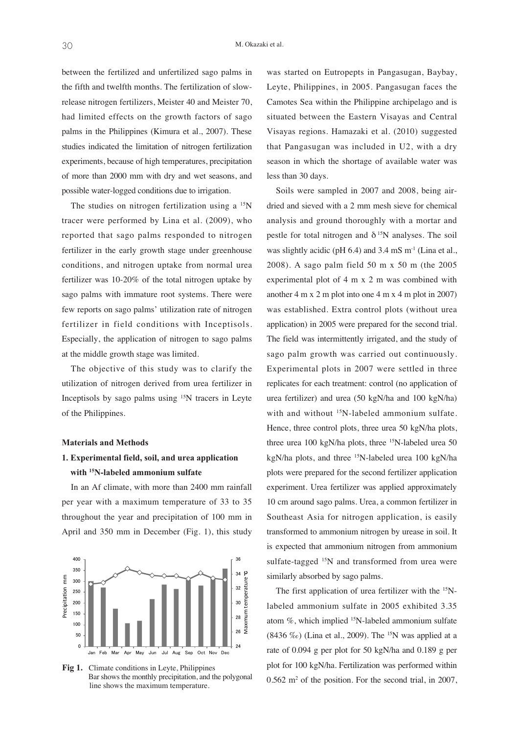between the fertilized and unfertilized sago palms in the fifth and twelfth months. The fertilization of slow-release nitrogen fertilizers, Meister 40 and Meister 70, had limited effects on the growth factors of sago palms in the Philippines (Kimura et al., 2007). These studies indicated the limitation of nitrogen fertilization experiments, because of high temperatures, precipitation of more than 2000 mm with dry and wet seasons, and possible water-logged conditions due to irrigation.

The studies on nitrogen fertilization using a $^{15}N$ tracer were performed by Lina et al. (2009), who reported that sago palms responded to nitrogen fertilizer in the early growth stage under greenhouse conditions, and nitrogen uptake from normal urea fertilizer was 10-20% of the total nitrogen uptake by sago palms with immature root systems. There were few reports on sago palms' utilization rate of nitrogen fertilizer in field conditions with Inceptisols. Especially, the application of nitrogen to sago palms at the middle growth stage was limited.

The objective of this study was to clarify the utilization of nitrogen derived from urea fertilizer in Inceptisols by sago palms using $^{15}N$ tracers in Leyte of the Philippines.

## Materials and Methods

### 1. Experimental field, soil, and urea application with $^{15}N$-labeled ammonium sulfate

In an Af climate, with more than 2400 mm rainfall per year with a maximum temperature of 33 to 35 throughout the year and precipitation of 100 mm in April and 350 mm in December (Fig. 1), this study was started on Eutropepts in Pangasugan, Baybay, Leyte, Philippines, in 2005. Pangasugan faces the Camotes Sea within the Philippine archipelago and is situated between the Eastern Visayas and Central Visayas regions. Hamazaki et al. (2010) suggested that Pangasugan was included in U2, with a dry season in which the shortage of available water was less than 30 days.

**Fig 1.** Climate conditions in Leyte, Philippines
Bar shows the monthly precipitation, and the polygonal line shows the maximum temperature.

Soils were sampled in 2007 and 2008, being air-dried and sieved with a 2 mm mesh sieve for chemical analysis and ground thoroughly with a mortar and pestle for total nitrogen and $\delta^{15}N$ analyses. The soil was slightly acidic (pH 6.4) and 3.4 mS $m^{-1}$ (Lina et al., 2008). A sago palm field 50 m x 50 m (the 2005 experimental plot of 4 m x 2 m was combined with another 4 m x 2 m plot into one 4 m x 4 m plot in 2007) was established. Extra control plots (without urea application) in 2005 were prepared for the second trial. The field was intermittently irrigated, and the study of sago palm growth was carried out continuously. Experimental plots in 2007 were settled in three replicates for each treatment: control (no application of urea fertilizer) and urea (50 kgN/ha and 100 kgN/ha) with and without $^{15}N$-labeled ammonium sulfate. Hence, three control plots, three urea 50 kgN/ha plots, three urea 100 kgN/ha plots, three $^{15}N$-labeled urea 50 kgN/ha plots, and three $^{15}N$-labeled urea 100 kgN/ha plots were prepared for the second fertilizer application experiment. Urea fertilizer was applied approximately 10 cm around sago palms. Urea, a common fertilizer in Southeast Asia for nitrogen application, is easily transformed to ammonium nitrogen by urease in soil. It is expected that ammonium nitrogen from ammonium sulfate-tagged $^{15}N$ and transformed from urea were similarly absorbed by sago palms.

The first application of urea fertilizer with the $^{15}N$-labeled ammonium sulfate in 2005 exhibited 3.35 atom %, which implied $^{15}N$-labeled ammonium sulfate (8436 ‰) (Lina et al., 2009). The $^{15}N$ was applied at a rate of 0.094 g per plot for 50 kgN/ha and 0.189 g per plot for 100 kgN/ha. Fertilization was performed within 0.562 $m^2$ of the position. For the second trial, in 2007,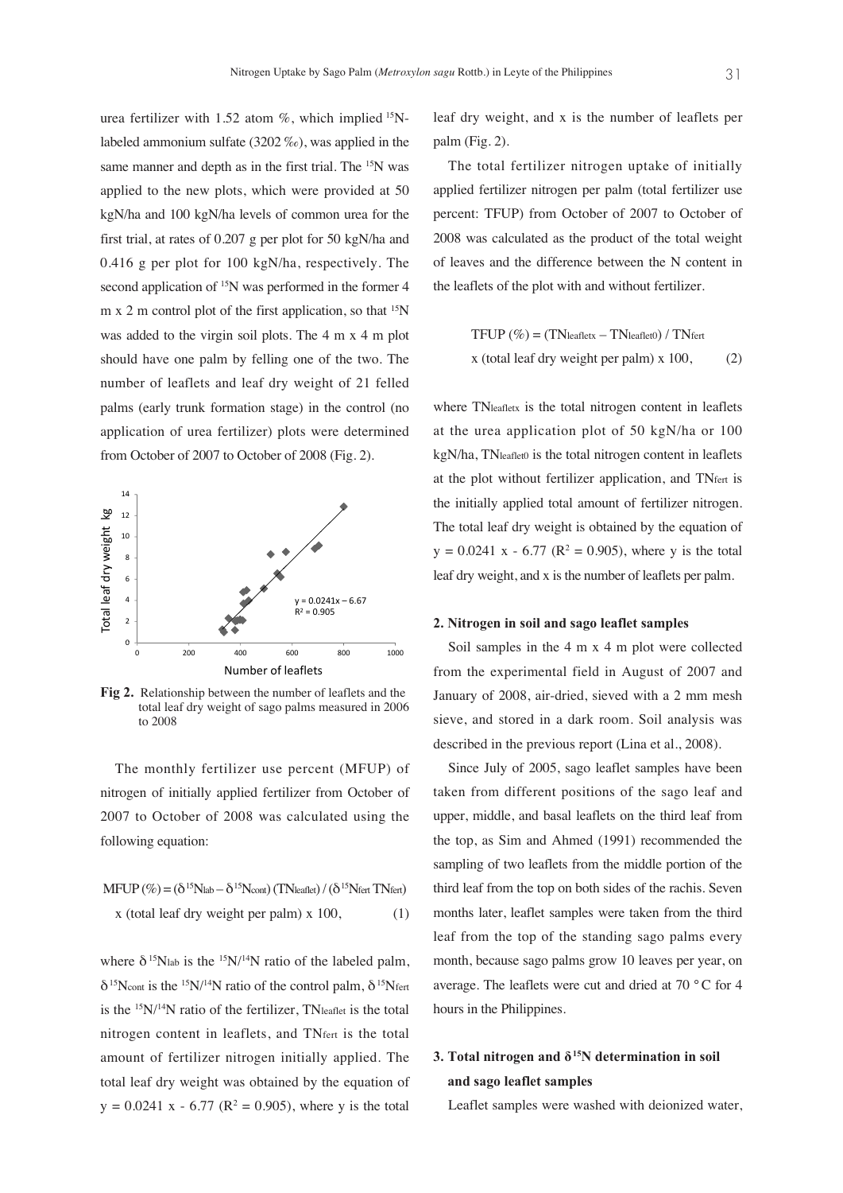urea fertilizer with 1.52 atom %, which implied $^{15}$N-labeled ammonium sulfate (3202 ‰), was applied in the same manner and depth as in the first trial. The $^{15}$N was applied to the new plots, which were provided at 50 kgN/ha and 100 kgN/ha levels of common urea for the first trial, at rates of 0.207 g per plot for 50 kgN/ha and 0.416 g per plot for 100 kgN/ha, respectively. The second application of $^{15}$N was performed in the former 4 m x 2 m control plot of the first application, so that $^{15}$N was added to the virgin soil plots. The 4 m x 4 m plot should have one palm by felling one of the two. The number of leaflets and leaf dry weight of 21 felled palms (early trunk formation stage) in the control (no application of urea fertilizer) plots were determined from October of 2007 to October of 2008 (Fig. 2).

**Fig 2.** Relationship between the number of leaflets and the total leaf dry weight of sago palms measured in 2006 to 2008

The monthly fertilizer use percent (MFUP) of nitrogen of initially applied fertilizer from October of 2007 to October of 2008 was calculated using the following equation:

$$\text{MFUP}(\%) = (\delta^{15}\text{N}_{lab} - \delta^{15}\text{N}_{cont})(\text{TN}_{leaflet}) / (\delta^{15}\text{N}_{fert}\,\text{TN}_{fert}) \times (\text{total leaf dry weight per palm}) \times 100, \qquad (1)$$

where $\delta^{15}N_{lab}$ is the $^{15}N/^{14}N$ ratio of the labeled palm, $\delta^{15}N_{cont}$ is the $^{15}N/^{14}N$ ratio of the control palm, $\delta^{15}N_{fert}$ is the $^{15}N/^{14}N$ ratio of the fertilizer, $TN_{leaflet}$ is the total nitrogen content in leaflets, and $TN_{fert}$ is the total amount of fertilizer nitrogen initially applied. The total leaf dry weight was obtained by the equation of $y = 0.0241\ x - 6.77$ ($R^2 = 0.905$), where y is the total leaf dry weight, and x is the number of leaflets per palm (Fig. 2).

The total fertilizer nitrogen uptake of initially applied fertilizer nitrogen per palm (total fertilizer use percent: TFUP) from October of 2007 to October of 2008 was calculated as the product of the total weight of leaves and the difference between the N content in the leaflets of the plot with and without fertilizer.

$$\text{TFUP}(\%) = (\text{TN}_{leafletx} - \text{TN}_{leaflet0}) / \text{TN}_{fert} \times (\text{total leaf dry weight per palm}) \times 100, \qquad (2)$$

where $TN_{leafletx}$ is the total nitrogen content in leaflets at the urea application plot of 50 kgN/ha or 100 kgN/ha, $TN_{leaflet0}$ is the total nitrogen content in leaflets at the plot without fertilizer application, and $TN_{fert}$ is the initially applied total amount of fertilizer nitrogen. The total leaf dry weight is obtained by the equation of $y = 0.0241\ x - 6.77$ ($R^2 = 0.905$), where y is the total leaf dry weight, and x is the number of leaflets per palm.

### 2. Nitrogen in soil and sago leaflet samples

Soil samples in the 4 m x 4 m plot were collected from the experimental field in August of 2007 and January of 2008, air-dried, sieved with a 2 mm mesh sieve, and stored in a dark room. Soil analysis was described in the previous report (Lina et al., 2008).

Since July of 2005, sago leaflet samples have been taken from different positions of the sago leaf and upper, middle, and basal leaflets on the third leaf from the top, as Sim and Ahmed (1991) recommended the sampling of two leaflets from the middle portion of the third leaf from the top on both sides of the rachis. Seven months later, leaflet samples were taken from the third leaf from the top of the standing sago palms every month, because sago palms grow 10 leaves per year, on average. The leaflets were cut and dried at 70 °C for 4 hours in the Philippines.

### 3. Total nitrogen and $\delta^{15}$N determination in soil and sago leaflet samples

Leaflet samples were washed with deionized water,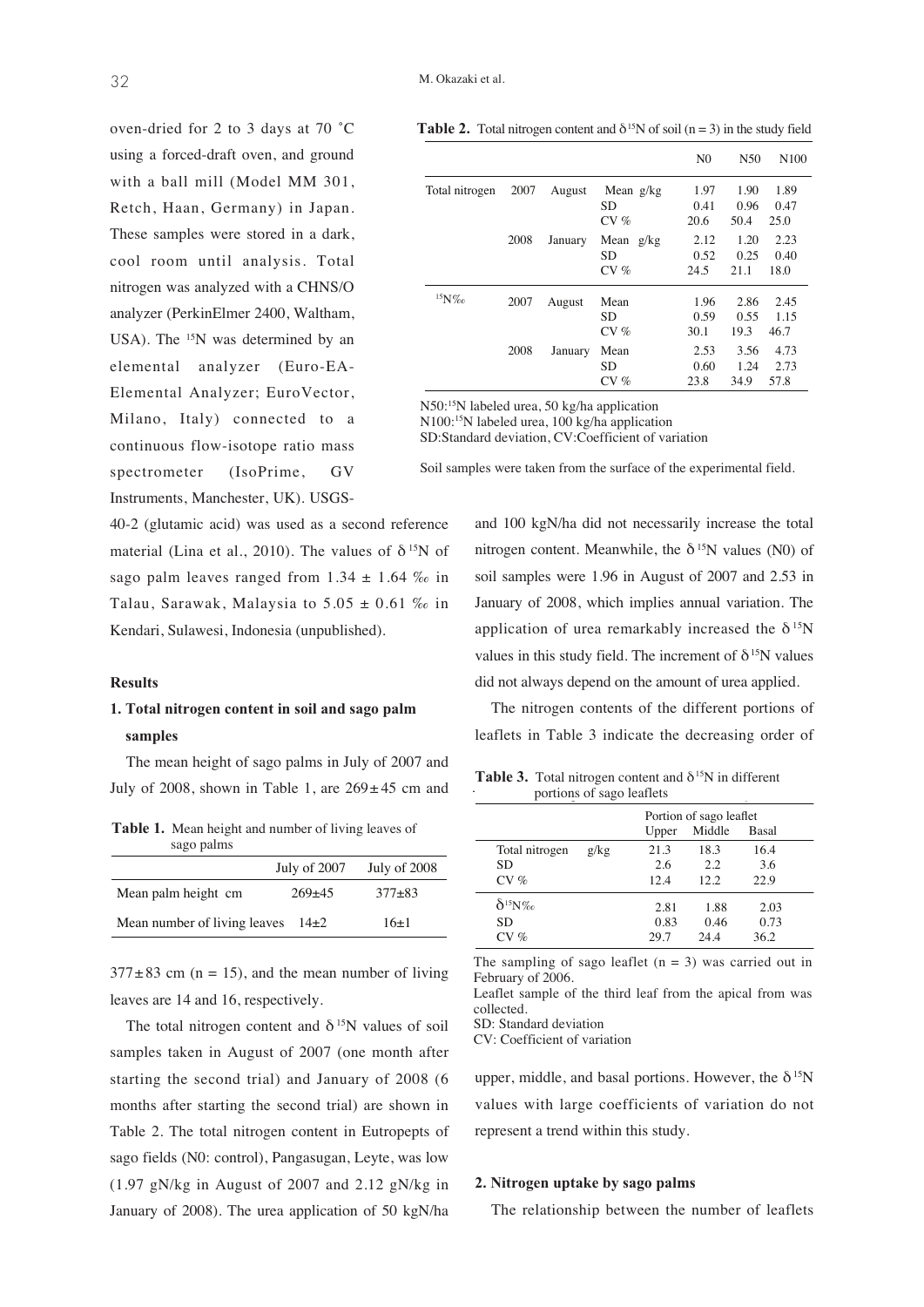oven-dried for 2 to 3 days at 70 ˚C using a forced-draft oven, and ground with a ball mill (Model MM 301, Retch, Haan, Germany) in Japan. These samples were stored in a dark, cool room until analysis. Total nitrogen was analyzed with a CHNS/O analyzer (PerkinElmer 2400, Waltham, USA). The $^{15}N$ was determined by an elemental analyzer (Euro-EA-Elemental Analyzer; EuroVector, Milano, Italy) connected to a continuous flow-isotope ratio mass spectrometer (IsoPrime, GV Instruments, Manchester, UK). USGS-40-2 (glutamic acid) was used as a second reference material (Lina et al., 2010). The values of $\delta^{15}N$ of sago palm leaves ranged from 1.34 ± 1.64 ‰ in Talau, Sarawak, Malaysia to 5.05 ± 0.61 ‰ in Kendari, Sulawesi, Indonesia (unpublished).

**Table 2.** Total nitrogen content and $\delta^{15}N$ of soil (n = 3) in the study field

| | | | | N0 | N50 | N100 |
|---|---|---|---|---|---|---|
| Total nitrogen | 2007 | August | Mean g/kg | 1.97 | 1.90 | 1.89 |
| | | | SD | 0.41 | 0.96 | 0.47 |
| | | | CV % | 20.6 | 50.4 | 25.0 |
| | 2008 | January | Mean g/kg | 2.12 | 1.20 | 2.23 |
| | | | SD | 0.52 | 0.25 | 0.40 |
| | | | CV % | 24.5 | 21.1 | 18.0 |
| $^{15}N$‰ | 2007 | August | Mean | 1.96 | 2.86 | 2.45 |
| | | | SD | 0.59 | 0.55 | 1.15 |
| | | | CV % | 30.1 | 19.3 | 46.7 |
| | 2008 | January | Mean | 2.53 | 3.56 | 4.73 |
| | | | SD | 0.60 | 1.24 | 2.73 |
| | | | CV % | 23.8 | 34.9 | 57.8 |

N50: $^{15}N$ labeled urea, 50 kg/ha application
N100: $^{15}N$ labeled urea, 100 kg/ha application
SD: Standard deviation, CV: Coefficient of variation

Soil samples were taken from the surface of the experimental field.

## Results

### 1. Total nitrogen content in soil and sago palm samples

The mean height of sago palms in July of 2007 and July of 2008, shown in Table 1, are 269±45 cm and 377±83 cm (n = 15), and the mean number of living leaves are 14 and 16, respectively.

**Table 1.** Mean height and number of living leaves of sago palms

| | July of 2007 | July of 2008 |
|---|---|---|
| Mean palm height cm | 269±45 | 377±83 |
| Mean number of living leaves | 14±2 | 16±1 |

The total nitrogen content and $\delta^{15}N$ values of soil samples taken in August of 2007 (one month after starting the second trial) and January of 2008 (6 months after starting the second trial) are shown in Table 2. The total nitrogen content in Eutropepts of sago fields (N0: control), Pangasugan, Leyte, was low (1.97 gN/kg in August of 2007 and 2.12 gN/kg in January of 2008). The urea application of 50 kgN/ha and 100 kgN/ha did not necessarily increase the total nitrogen content. Meanwhile, the $\delta^{15}N$ values (N0) of soil samples were 1.96 in August of 2007 and 2.53 in January of 2008, which implies annual variation. The application of urea remarkably increased the $\delta^{15}N$ values in this study field. The increment of $\delta^{15}N$ values did not always depend on the amount of urea applied.

The nitrogen contents of the different portions of leaflets in Table 3 indicate the decreasing order of upper, middle, and basal portions. However, the $\delta^{15}N$ values with large coefficients of variation do not represent a trend within this study.

**Table 3.** Total nitrogen content and $\delta^{15}N$ in different portions of sago leaflets

| | | Portion of sago leaflet | | |
|---|---|---|---|---|
| | | Upper | Middle | Basal |
| Total nitrogen | g/kg | 21.3 | 18.3 | 16.4 |
| SD | | 2.6 | 2.2 | 3.6 |
| CV % | | 12.4 | 12.2 | 22.9 |
| $\delta^{15}N$‰ | | 2.81 | 1.88 | 2.03 |
| SD | | 0.83 | 0.46 | 0.73 |
| CV % | | 29.7 | 24.4 | 36.2 |

The sampling of sago leaflet (n = 3) was carried out in February of 2006.
Leaflet sample of the third leaf from the apical from was collected.
SD: Standard deviation
CV: Coefficient of variation

### 2. Nitrogen uptake by sago palms

The relationship between the number of leaflets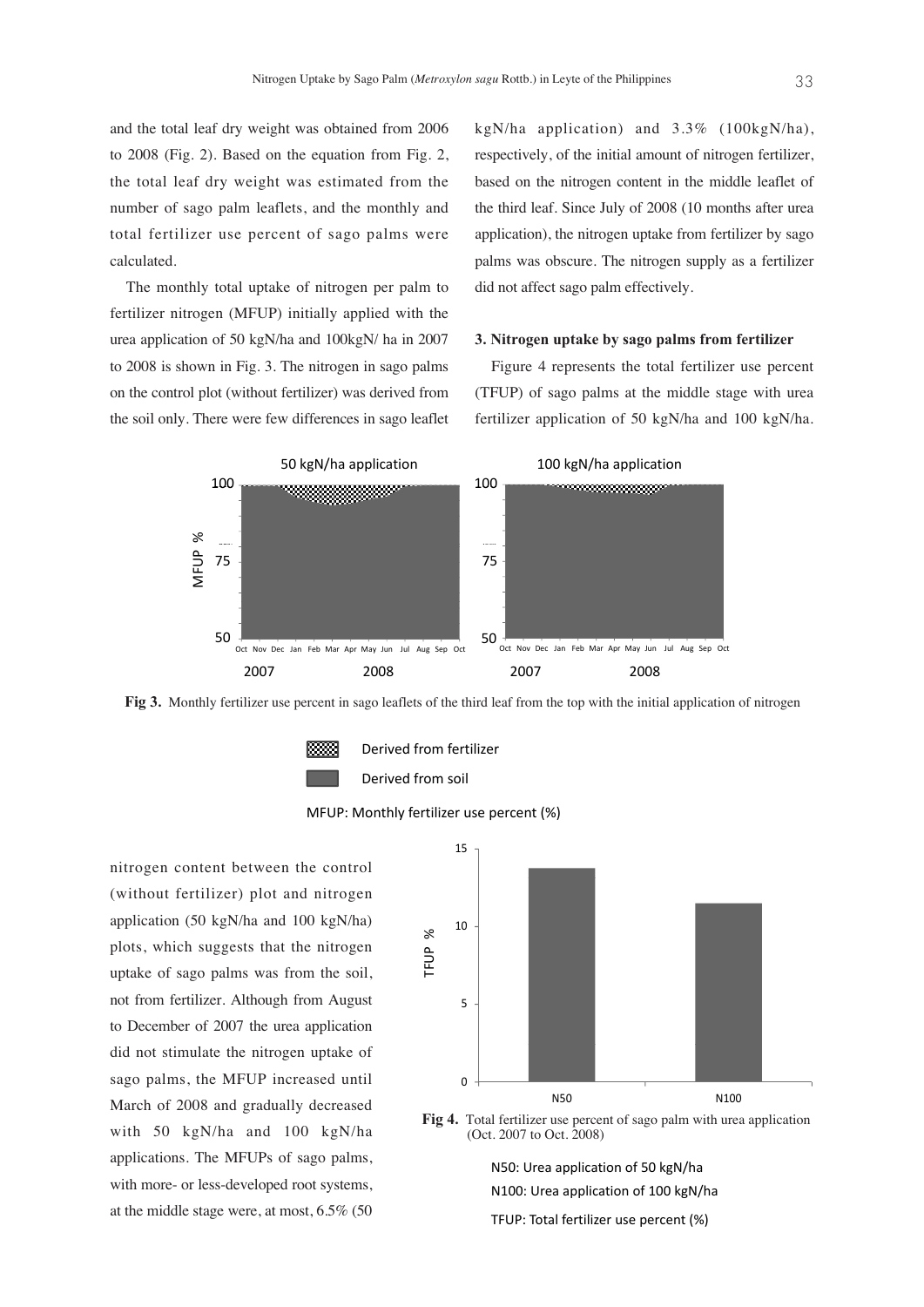and the total leaf dry weight was obtained from 2006 to 2008 (Fig. 2). Based on the equation from Fig. 2, the total leaf dry weight was estimated from the number of sago palm leaflets, and the monthly and total fertilizer use percent of sago palms were calculated.

The monthly total uptake of nitrogen per palm to fertilizer nitrogen (MFUP) initially applied with the urea application of 50 kgN/ha and 100kgN/ ha in 2007 to 2008 is shown in Fig. 3. The nitrogen in sago palms on the control plot (without fertilizer) was derived from the soil only. There were few differences in sago leaflet nitrogen content between the control (without fertilizer) plot and nitrogen application (50 kgN/ha and 100 kgN/ha) plots, which suggests that the nitrogen uptake of sago palms was from the soil, not from fertilizer. Although from August to December of 2007 the urea application did not stimulate the nitrogen uptake of sago palms, the MFUP increased until March of 2008 and gradually decreased with 50 kgN/ha and 100 kgN/ha applications. The MFUPs of sago palms, with more- or less-developed root systems, at the middle stage were, at most, 6.5% (50 kgN/ha application) and 3.3% (100kgN/ha), respectively, of the initial amount of nitrogen fertilizer, based on the nitrogen content in the middle leaflet of the third leaf. Since July of 2008 (10 months after urea application), the nitrogen uptake from fertilizer by sago palms was obscure. The nitrogen supply as a fertilizer did not affect sago palm effectively.

### 3. Nitrogen uptake by sago palms from fertilizer

Figure 4 represents the total fertilizer use percent (TFUP) of sago palms at the middle stage with urea fertilizer application of 50 kgN/ha and 100 kgN/ha.

**Fig 3.** Monthly fertilizer use percent in sago leaflets of the third leaf from the top with the initial application of nitrogen

Derived from fertilizer

Derived from soil

MFUP: Monthly fertilizer use percent (%)

**Fig 4.** Total fertilizer use percent of sago palm with urea application (Oct. 2007 to Oct. 2008)

N50: Urea application of 50 kgN/ha

N100: Urea application of 100 kgN/ha

TFUP: Total fertilizer use percent (%)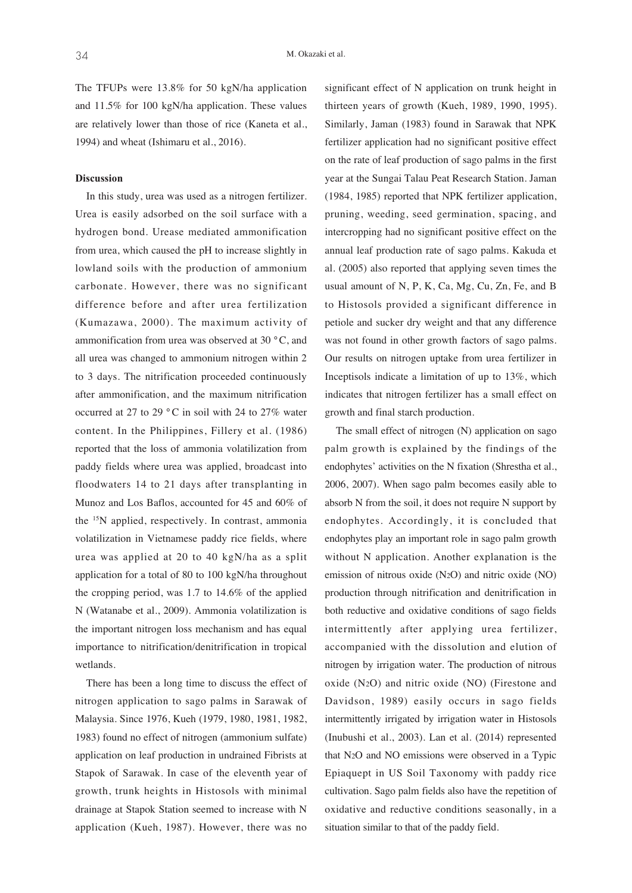The TFUPs were 13.8% for 50 kgN/ha application and 11.5% for 100 kgN/ha application. These values are relatively lower than those of rice (Kaneta et al., 1994) and wheat (Ishimaru et al., 2016).

**Discussion**

In this study, urea was used as a nitrogen fertilizer. Urea is easily adsorbed on the soil surface with a hydrogen bond. Urease mediated ammonification from urea, which caused the pH to increase slightly in lowland soils with the production of ammonium carbonate. However, there was no significant difference before and after urea fertilization (Kumazawa, 2000). The maximum activity of ammonification from urea was observed at 30 °C, and all urea was changed to ammonium nitrogen within 2 to 3 days. The nitrification proceeded continuously after ammonification, and the maximum nitrification occurred at 27 to 29 °C in soil with 24 to 27% water content. In the Philippines, Fillery et al. (1986) reported that the loss of ammonia volatilization from paddy fields where urea was applied, broadcast into floodwaters 14 to 21 days after transplanting in Munoz and Los Baflos, accounted for 45 and 60% of the $^{15}N$ applied, respectively. In contrast, ammonia volatilization in Vietnamese paddy rice fields, where urea was applied at 20 to 40 kgN/ha as a split application for a total of 80 to 100 kgN/ha throughout the cropping period, was 1.7 to 14.6% of the applied N (Watanabe et al., 2009). Ammonia volatilization is the important nitrogen loss mechanism and has equal importance to nitrification/denitrification in tropical wetlands.

There has been a long time to discuss the effect of nitrogen application to sago palms in Sarawak of Malaysia. Since 1976, Kueh (1979, 1980, 1981, 1982, 1983) found no effect of nitrogen (ammonium sulfate) application on leaf production in undrained Fibrists at Stapok of Sarawak. In case of the eleventh year of growth, trunk heights in Histosols with minimal drainage at Stapok Station seemed to increase with N application (Kueh, 1987). However, there was no significant effect of N application on trunk height in thirteen years of growth (Kueh, 1989, 1990, 1995). Similarly, Jaman (1983) found in Sarawak that NPK fertilizer application had no significant positive effect on the rate of leaf production of sago palms in the first year at the Sungai Talau Peat Research Station. Jaman (1984, 1985) reported that NPK fertilizer application, pruning, weeding, seed germination, spacing, and intercropping had no significant positive effect on the annual leaf production rate of sago palms. Kakuda et al. (2005) also reported that applying seven times the usual amount of N, P, K, Ca, Mg, Cu, Zn, Fe, and B to Histosols provided a significant difference in petiole and sucker dry weight and that any difference was not found in other growth factors of sago palms. Our results on nitrogen uptake from urea fertilizer in Inceptisols indicate a limitation of up to 13%, which indicates that nitrogen fertilizer has a small effect on growth and final starch production.

The small effect of nitrogen (N) application on sago palm growth is explained by the findings of the endophytes' activities on the N fixation (Shrestha et al., 2006, 2007). When sago palm becomes easily able to absorb N from the soil, it does not require N support by endophytes. Accordingly, it is concluded that endophytes play an important role in sago palm growth without N application. Another explanation is the emission of nitrous oxide ($N_2O$) and nitric oxide (NO) production through nitrification and denitrification in both reductive and oxidative conditions of sago fields intermittently after applying urea fertilizer, accompanied with the dissolution and elution of nitrogen by irrigation water. The production of nitrous oxide ($N_2O$) and nitric oxide (NO) (Firestone and Davidson, 1989) easily occurs in sago fields intermittently irrigated by irrigation water in Histosols (Inubushi et al., 2003). Lan et al. (2014) represented that $N_2O$ and NO emissions were observed in a Typic Epiaquept in US Soil Taxonomy with paddy rice cultivation. Sago palm fields also have the repetition of oxidative and reductive conditions seasonally, in a situation similar to that of the paddy field.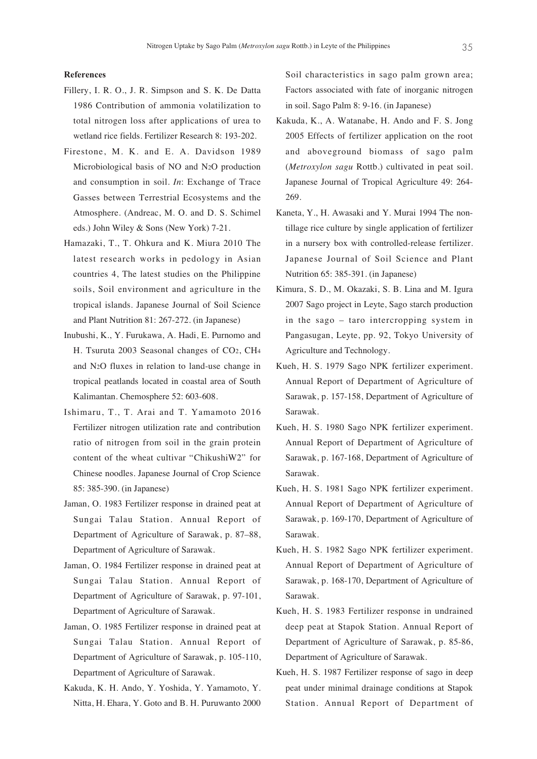**References**

Fillery, I. R. O., J. R. Simpson and S. K. De Datta 1986 Contribution of ammonia volatilization to total nitrogen loss after applications of urea to wetland rice fields. Fertilizer Research 8: 193-202.

Firestone, M. K. and E. A. Davidson 1989 Microbiological basis of NO and $N_2O$ production and consumption in soil. *In*: Exchange of Trace Gasses between Terrestrial Ecosystems and the Atmosphere. (Andreac, M. O. and D. S. Schimel eds.) John Wiley & Sons (New York) 7-21.

Hamazaki, T., T. Ohkura and K. Miura 2010 The latest research works in pedology in Asian countries 4, The latest studies on the Philippine soils, Soil environment and agriculture in the tropical islands. Japanese Journal of Soil Science and Plant Nutrition 81: 267-272. (in Japanese)

Inubushi, K., Y. Furukawa, A. Hadi, E. Purnomo and H. Tsuruta 2003 Seasonal changes of $CO_2$, $CH_4$ and $N_2O$ fluxes in relation to land-use change in tropical peatlands located in coastal area of South Kalimantan. Chemosphere 52: 603-608.

Ishimaru, T., T. Arai and T. Yamamoto 2016 Fertilizer nitrogen utilization rate and contribution ratio of nitrogen from soil in the grain protein content of the wheat cultivar "ChikushiW2" for Chinese noodles. Japanese Journal of Crop Science 85: 385-390. (in Japanese)

Jaman, O. 1983 Fertilizer response in drained peat at Sungai Talau Station. Annual Report of Department of Agriculture of Sarawak, p. 87–88, Department of Agriculture of Sarawak.

Jaman, O. 1984 Fertilizer response in drained peat at Sungai Talau Station. Annual Report of Department of Agriculture of Sarawak, p. 97-101, Department of Agriculture of Sarawak.

Jaman, O. 1985 Fertilizer response in drained peat at Sungai Talau Station. Annual Report of Department of Agriculture of Sarawak, p. 105-110, Department of Agriculture of Sarawak.

Kakuda, K. H. Ando, Y. Yoshida, Y. Yamamoto, Y. Nitta, H. Ehara, Y. Goto and B. H. Puruwanto 2000 Soil characteristics in sago palm grown area; Factors associated with fate of inorganic nitrogen in soil. Sago Palm 8: 9-16. (in Japanese)

Kakuda, K., A. Watanabe, H. Ando and F. S. Jong 2005 Effects of fertilizer application on the root and aboveground biomass of sago palm (*Metroxylon sagu* Rottb.) cultivated in peat soil. Japanese Journal of Tropical Agriculture 49: 264-269.

Kaneta, Y., H. Awasaki and Y. Murai 1994 The non-tillage rice culture by single application of fertilizer in a nursery box with controlled-release fertilizer. Japanese Journal of Soil Science and Plant Nutrition 65: 385-391. (in Japanese)

Kimura, S. D., M. Okazaki, S. B. Lina and M. Igura 2007 Sago project in Leyte, Sago starch production in the sago – taro intercropping system in Pangasugan, Leyte, pp. 92, Tokyo University of Agriculture and Technology.

Kueh, H. S. 1979 Sago NPK fertilizer experiment. Annual Report of Department of Agriculture of Sarawak, p. 157-158, Department of Agriculture of Sarawak.

Kueh, H. S. 1980 Sago NPK fertilizer experiment. Annual Report of Department of Agriculture of Sarawak, p. 167-168, Department of Agriculture of Sarawak.

Kueh, H. S. 1981 Sago NPK fertilizer experiment. Annual Report of Department of Agriculture of Sarawak, p. 169-170, Department of Agriculture of Sarawak.

Kueh, H. S. 1982 Sago NPK fertilizer experiment. Annual Report of Department of Agriculture of Sarawak, p. 168-170, Department of Agriculture of Sarawak.

Kueh, H. S. 1983 Fertilizer response in undrained deep peat at Stapok Station. Annual Report of Department of Agriculture of Sarawak, p. 85-86, Department of Agriculture of Sarawak.

Kueh, H. S. 1987 Fertilizer response of sago in deep peat under minimal drainage conditions at Stapok Station. Annual Report of Department of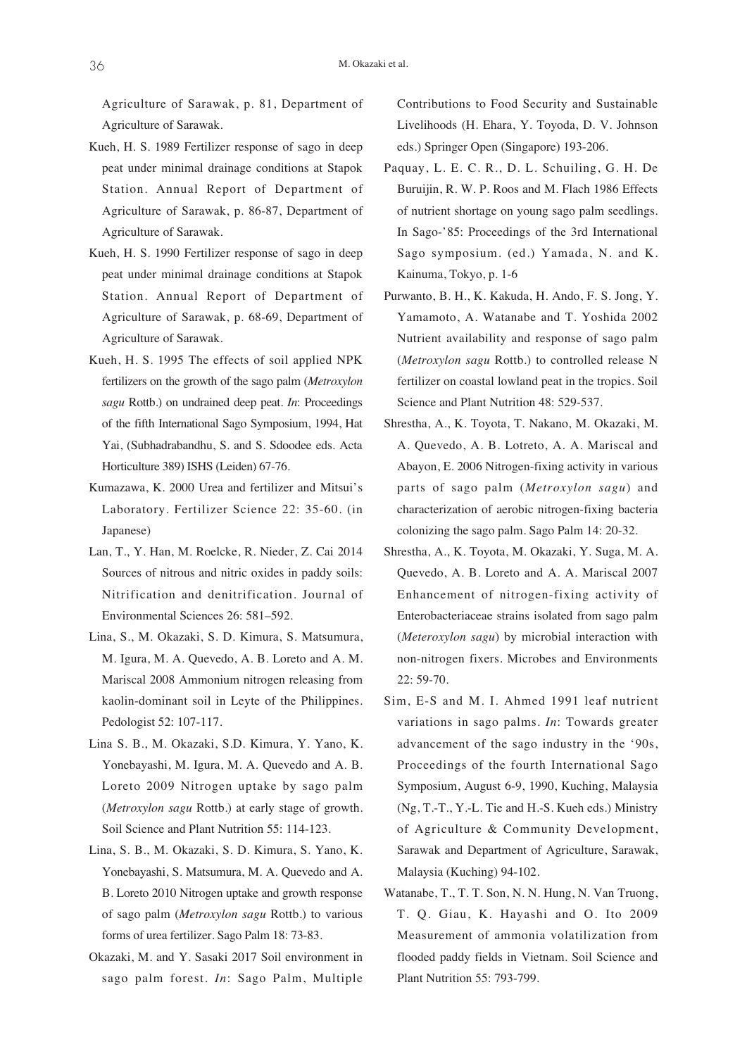Agriculture of Sarawak, p. 81, Department of Agriculture of Sarawak.

Kueh, H. S. 1989 Fertilizer response of sago in deep peat under minimal drainage conditions at Stapok Station. Annual Report of Department of Agriculture of Sarawak, p. 86-87, Department of Agriculture of Sarawak.

Kueh, H. S. 1990 Fertilizer response of sago in deep peat under minimal drainage conditions at Stapok Station. Annual Report of Department of Agriculture of Sarawak, p. 68-69, Department of Agriculture of Sarawak.

Kueh, H. S. 1995 The effects of soil applied NPK fertilizers on the growth of the sago palm (*Metroxylon sagu* Rottb.) on undrained deep peat. *In*: Proceedings of the fifth International Sago Symposium, 1994, Hat Yai, (Subhadrabandhu, S. and S. Sdoodee eds. Acta Horticulture 389) ISHS (Leiden) 67-76.

Kumazawa, K. 2000 Urea and fertilizer and Mitsui's Laboratory. Fertilizer Science 22: 35-60. (in Japanese)

Lan, T., Y. Han, M. Roelcke, R. Nieder, Z. Cai 2014 Sources of nitrous and nitric oxides in paddy soils: Nitrification and denitrification. Journal of Environmental Sciences 26: 581–592.

Lina, S., M. Okazaki, S. D. Kimura, S. Matsumura, M. Igura, M. A. Quevedo, A. B. Loreto and A. M. Mariscal 2008 Ammonium nitrogen releasing from kaolin-dominant soil in Leyte of the Philippines. Pedologist 52: 107-117.

Lina S. B., M. Okazaki, S.D. Kimura, Y. Yano, K. Yonebayashi, M. Igura, M. A. Quevedo and A. B. Loreto 2009 Nitrogen uptake by sago palm (*Metroxylon sagu* Rottb.) at early stage of growth. Soil Science and Plant Nutrition 55: 114-123.

Lina, S. B., M. Okazaki, S. D. Kimura, S. Yano, K. Yonebayashi, S. Matsumura, M. A. Quevedo and A. B. Loreto 2010 Nitrogen uptake and growth response of sago palm (*Metroxylon sagu* Rottb.) to various forms of urea fertilizer. Sago Palm 18: 73-83.

Okazaki, M. and Y. Sasaki 2017 Soil environment in sago palm forest. *In*: Sago Palm, Multiple Contributions to Food Security and Sustainable Livelihoods (H. Ehara, Y. Toyoda, D. V. Johnson eds.) Springer Open (Singapore) 193-206.

Paquay, L. E. C. R., D. L. Schuiling, G. H. De Buruijin, R. W. P. Roos and M. Flach 1986 Effects of nutrient shortage on young sago palm seedlings. In Sago-'85: Proceedings of the 3rd International Sago symposium. (ed.) Yamada, N. and K. Kainuma, Tokyo, p. 1-6

Purwanto, B. H., K. Kakuda, H. Ando, F. S. Jong, Y. Yamamoto, A. Watanabe and T. Yoshida 2002 Nutrient availability and response of sago palm (*Metroxylon sagu* Rottb.) to controlled release N fertilizer on coastal lowland peat in the tropics. Soil Science and Plant Nutrition 48: 529-537.

Shrestha, A., K. Toyota, T. Nakano, M. Okazaki, M. A. Quevedo, A. B. Lotreto, A. A. Mariscal and Abayon, E. 2006 Nitrogen-fixing activity in various parts of sago palm (*Metroxylon sagu*) and characterization of aerobic nitrogen-fixing bacteria colonizing the sago palm. Sago Palm 14: 20-32.

Shrestha, A., K. Toyota, M. Okazaki, Y. Suga, M. A. Quevedo, A. B. Loreto and A. A. Mariscal 2007 Enhancement of nitrogen-fixing activity of Enterobacteriaceae strains isolated from sago palm (*Meteroxylon sagu*) by microbial interaction with non-nitrogen fixers. Microbes and Environments 22: 59-70.

Sim, E-S and M. I. Ahmed 1991 leaf nutrient variations in sago palms. *In*: Towards greater advancement of the sago industry in the '90s, Proceedings of the fourth International Sago Symposium, August 6-9, 1990, Kuching, Malaysia (Ng, T.-T., Y.-L. Tie and H.-S. Kueh eds.) Ministry of Agriculture & Community Development, Sarawak and Department of Agriculture, Sarawak, Malaysia (Kuching) 94-102.

Watanabe, T., T. T. Son, N. N. Hung, N. Van Truong, T. Q. Giau, K. Hayashi and O. Ito 2009 Measurement of ammonia volatilization from flooded paddy fields in Vietnam. Soil Science and Plant Nutrition 55: 793-799.